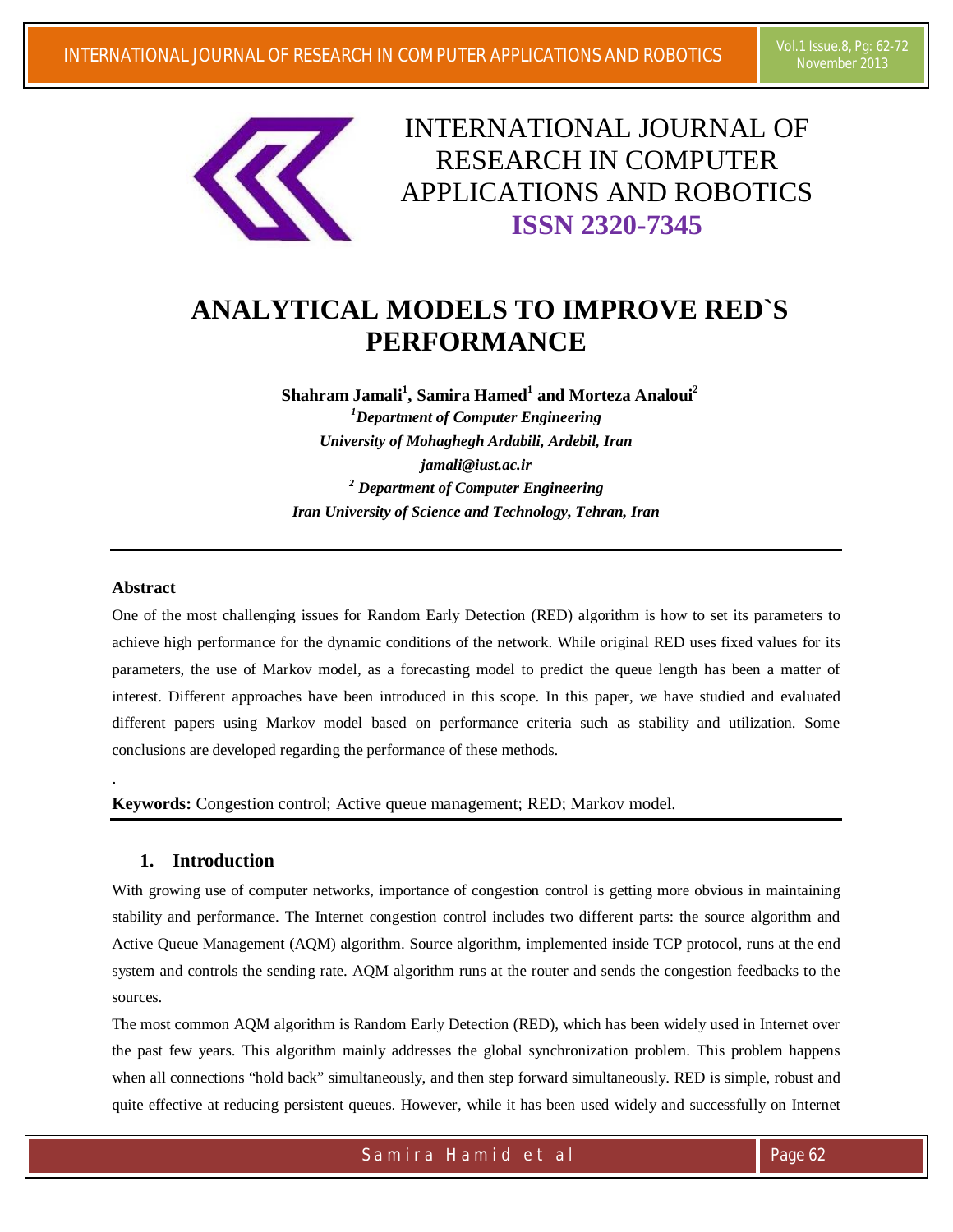# INTERNATIONAL JOURNAL OF RESEARCH IN COMPUTER APPLICATIONS AND ROBOTICS

**ISSN 2320-7345**

# ANALYTICAL MODELS TO IMPROVE RED`S PERFORMANCE

**Shahram Jamali[1], Samira Hamed[1] and Morteza Analoui[2]**

*[1]Department of Computer Engineering*
*University of Mohaghegh Ardabili, Ardebil, Iran*
*jamali@iust.ac.ir*
*[2] Department of Computer Engineering*
*Iran University of Science and Technology, Tehran, Iran*

---

**Abstract**

One of the most challenging issues for Random Early Detection (RED) algorithm is how to set its parameters to achieve high performance for the dynamic conditions of the network. While original RED uses fixed values for its parameters, the use of Markov model, as a forecasting model to predict the queue length has been a matter of interest. Different approaches have been introduced in this scope. In this paper, we have studied and evaluated different papers using Markov model based on performance criteria such as stability and utilization. Some conclusions are developed regarding the performance of these methods.

.

**Keywords:** Congestion control; Active queue management; RED; Markov model.

---

## 1. Introduction

With growing use of computer networks, importance of congestion control is getting more obvious in maintaining stability and performance. The Internet congestion control includes two different parts: the source algorithm and Active Queue Management (AQM) algorithm. Source algorithm, implemented inside TCP protocol, runs at the end system and controls the sending rate. AQM algorithm runs at the router and sends the congestion feedbacks to the sources.

The most common AQM algorithm is Random Early Detection (RED), which has been widely used in Internet over the past few years. This algorithm mainly addresses the global synchronization problem. This problem happens when all connections "hold back" simultaneously, and then step forward simultaneously. RED is simple, robust and quite effective at reducing persistent queues. However, while it has been used widely and successfully on Internet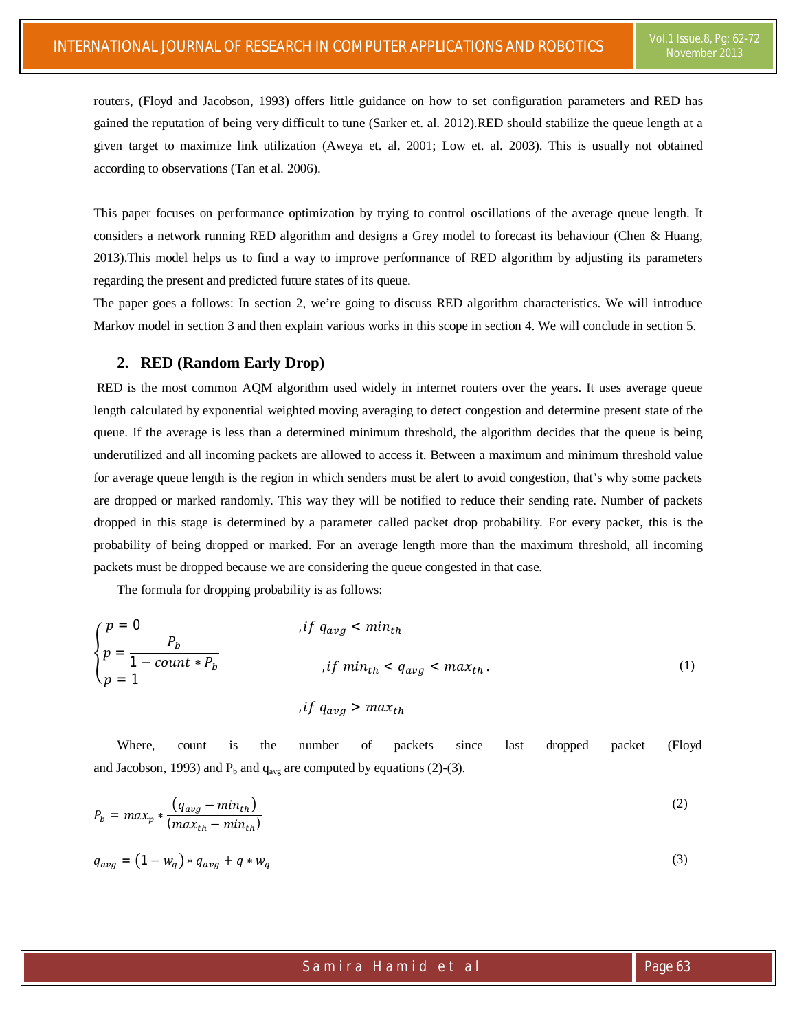routers, (Floyd and Jacobson, 1993) offers little guidance on how to set configuration parameters and RED has gained the reputation of being very difficult to tune (Sarker et. al. 2012).RED should stabilize the queue length at a given target to maximize link utilization (Aweya et. al. 2001; Low et. al. 2003). This is usually not obtained according to observations (Tan et al. 2006).

This paper focuses on performance optimization by trying to control oscillations of the average queue length. It considers a network running RED algorithm and designs a Grey model to forecast its behaviour (Chen & Huang, 2013).This model helps us to find a way to improve performance of RED algorithm by adjusting its parameters regarding the present and predicted future states of its queue.

The paper goes a follows: In section 2, we're going to discuss RED algorithm characteristics. We will introduce Markov model in section 3 and then explain various works in this scope in section 4. We will conclude in section 5.

## 2. RED (Random Early Drop)

RED is the most common AQM algorithm used widely in internet routers over the years. It uses average queue length calculated by exponential weighted moving averaging to detect congestion and determine present state of the queue. If the average is less than a determined minimum threshold, the algorithm decides that the queue is being underutilized and all incoming packets are allowed to access it. Between a maximum and minimum threshold value for average queue length is the region in which senders must be alert to avoid congestion, that's why some packets are dropped or marked randomly. This way they will be notified to reduce their sending rate. Number of packets dropped in this stage is determined by a parameter called packet drop probability. For every packet, this is the probability of being dropped or marked. For an average length more than the maximum threshold, all incoming packets must be dropped because we are considering the queue congested in that case.

The formula for dropping probability is as follows:

$$\begin{cases} p = 0 & ,if\ q_{avg} < min_{th} \\ p = \dfrac{P_b}{1 - count * P_b} & ,if\ min_{th} < q_{avg} < max_{th}. \\ p = 1 & ,if\ q_{avg} > max_{th} \end{cases} \tag{1}$$

Where, count is the number of packets since last dropped packet (Floyd and Jacobson, 1993) and $P_b$ and $q_{avg}$ are computed by equations (2)-(3).

$$P_b = max_p * \frac{(q_{avg} - min_{th})}{(max_{th} - min_{th})} \tag{2}$$

$$q_{avg} = (1 - w_q) * q_{avg} + q * w_q \tag{3}$$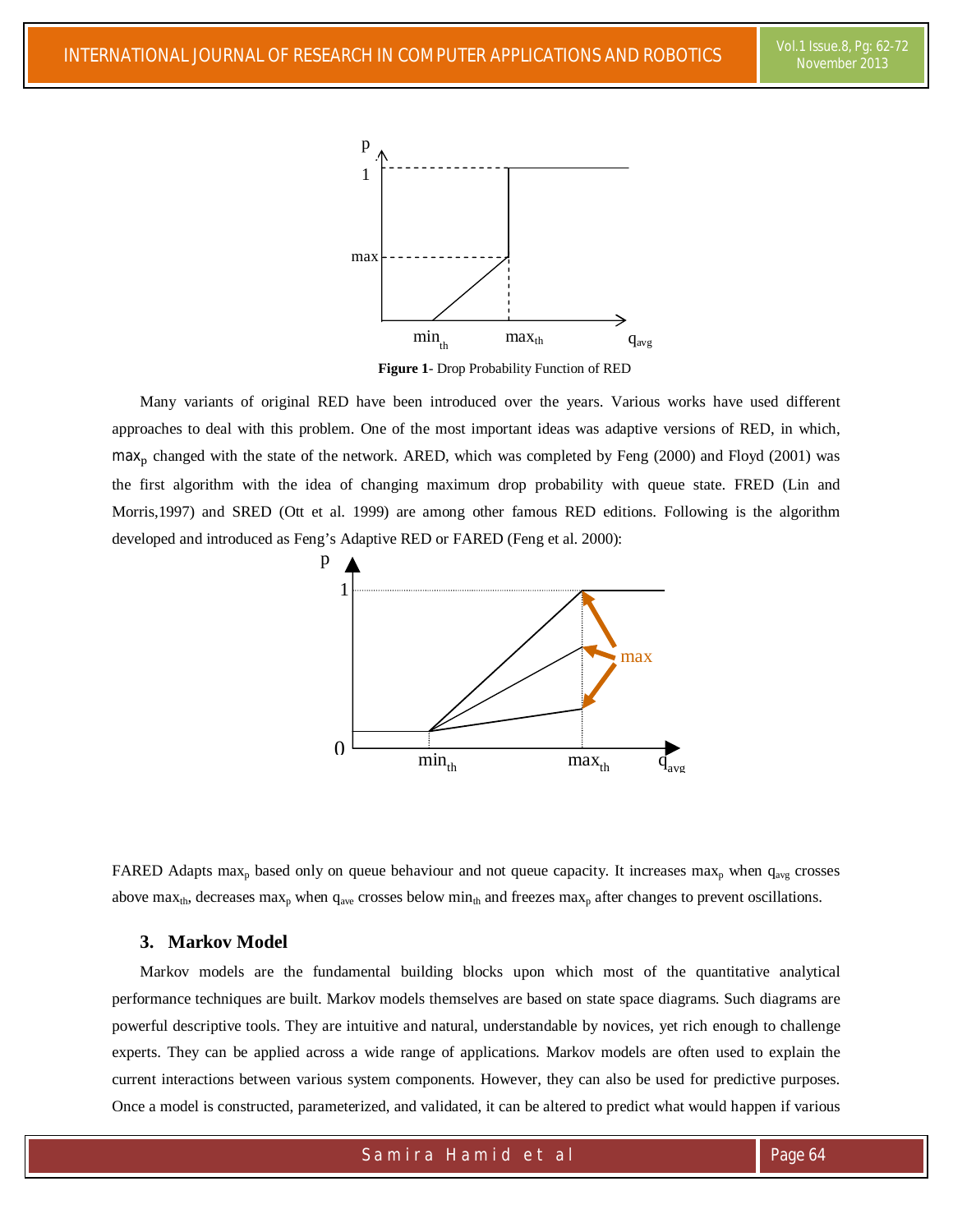**Figure 1**- Drop Probability Function of RED

Many variants of original RED have been introduced over the years. Various works have used different approaches to deal with this problem. One of the most important ideas was adaptive versions of RED, in which, $max_p$ changed with the state of the network. ARED, which was completed by Feng (2000) and Floyd (2001) was the first algorithm with the idea of changing maximum drop probability with queue state. FRED (Lin and Morris,1997) and SRED (Ott et al. 1999) are among other famous RED editions. Following is the algorithm developed and introduced as Feng's Adaptive RED or FARED (Feng et al. 2000):

FARED Adapts $max_p$ based only on queue behaviour and not queue capacity. It increases $max_p$ when $q_{avg}$ crosses above $max_{th}$, decreases $max_p$ when $q_{ave}$ crosses below $min_{th}$ and freezes $max_p$ after changes to prevent oscillations.

## 3. Markov Model

Markov models are the fundamental building blocks upon which most of the quantitative analytical performance techniques are built. Markov models themselves are based on state space diagrams. Such diagrams are powerful descriptive tools. They are intuitive and natural, understandable by novices, yet rich enough to challenge experts. They can be applied across a wide range of applications. Markov models are often used to explain the current interactions between various system components. However, they can also be used for predictive purposes. Once a model is constructed, parameterized, and validated, it can be altered to predict what would happen if various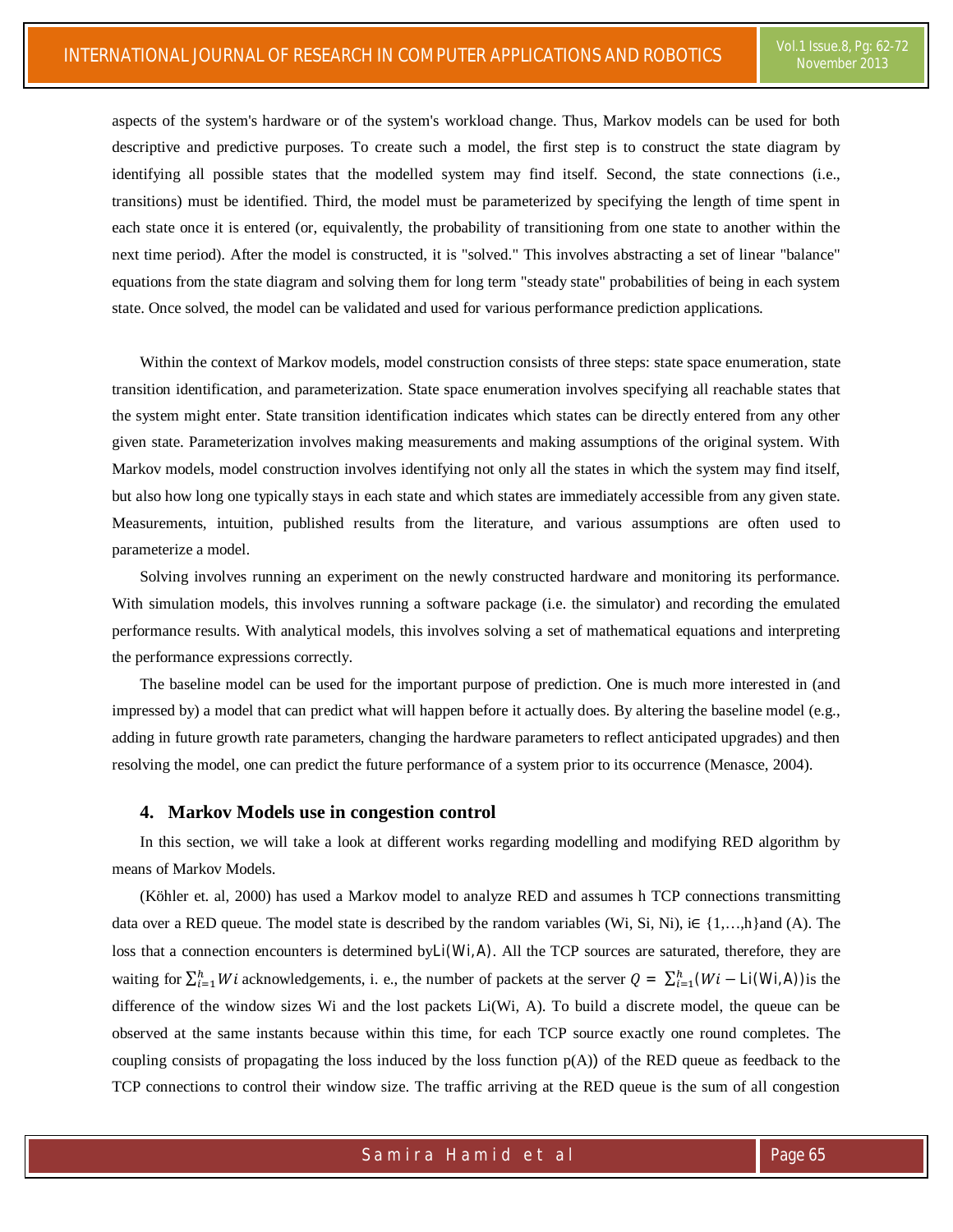aspects of the system's hardware or of the system's workload change. Thus, Markov models can be used for both descriptive and predictive purposes. To create such a model, the first step is to construct the state diagram by identifying all possible states that the modelled system may find itself. Second, the state connections (i.e., transitions) must be identified. Third, the model must be parameterized by specifying the length of time spent in each state once it is entered (or, equivalently, the probability of transitioning from one state to another within the next time period). After the model is constructed, it is "solved." This involves abstracting a set of linear "balance" equations from the state diagram and solving them for long term "steady state" probabilities of being in each system state. Once solved, the model can be validated and used for various performance prediction applications.

Within the context of Markov models, model construction consists of three steps: state space enumeration, state transition identification, and parameterization. State space enumeration involves specifying all reachable states that the system might enter. State transition identification indicates which states can be directly entered from any other given state. Parameterization involves making measurements and making assumptions of the original system. With Markov models, model construction involves identifying not only all the states in which the system may find itself, but also how long one typically stays in each state and which states are immediately accessible from any given state. Measurements, intuition, published results from the literature, and various assumptions are often used to parameterize a model.

Solving involves running an experiment on the newly constructed hardware and monitoring its performance. With simulation models, this involves running a software package (i.e. the simulator) and recording the emulated performance results. With analytical models, this involves solving a set of mathematical equations and interpreting the performance expressions correctly.

The baseline model can be used for the important purpose of prediction. One is much more interested in (and impressed by) a model that can predict what will happen before it actually does. By altering the baseline model (e.g., adding in future growth rate parameters, changing the hardware parameters to reflect anticipated upgrades) and then resolving the model, one can predict the future performance of a system prior to its occurrence (Menasce, 2004).

## 4. Markov Models use in congestion control

In this section, we will take a look at different works regarding modelling and modifying RED algorithm by means of Markov Models.

(Köhler et. al, 2000) has used a Markov model to analyze RED and assumes h TCP connections transmitting data over a RED queue. The model state is described by the random variables (Wi, Si, Ni), i∈ {1,…,h}and (A). The loss that a connection encounters is determined by $Li(Wi, A)$. All the TCP sources are saturated, therefore, they are waiting for $\sum_{i=1}^{h} Wi$ acknowledgements, i. e., the number of packets at the server $Q = \sum_{i=1}^{h}(Wi - Li(Wi, A))$ is the difference of the window sizes Wi and the lost packets Li(Wi, A). To build a discrete model, the queue can be observed at the same instants because within this time, for each TCP source exactly one round completes. The coupling consists of propagating the loss induced by the loss function p(A)) of the RED queue as feedback to the TCP connections to control their window size. The traffic arriving at the RED queue is the sum of all congestion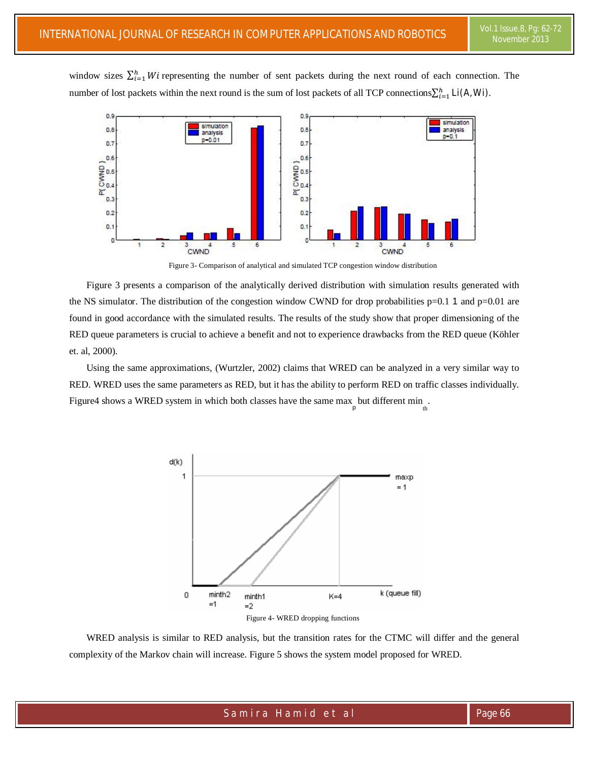window sizes $\sum_{i=1}^{h} Wi$ representing the number of sent packets during the next round of each connection. The number of lost packets within the next round is the sum of lost packets of all TCP connections $\sum_{i=1}^{h} \mathrm{Li}(\mathrm{A}, \mathrm{Wi})$.

Figure 3- Comparison of analytical and simulated TCP congestion window distribution

Figure 3 presents a comparison of the analytically derived distribution with simulation results generated with the NS simulator. The distribution of the congestion window CWND for drop probabilities p=0.1 1 and p=0.01 are found in good accordance with the simulated results. The results of the study show that proper dimensioning of the RED queue parameters is crucial to achieve a benefit and not to experience drawbacks from the RED queue (Köhler et. al, 2000).

Using the same approximations, (Wurtzler, 2002) claims that WRED can be analyzed in a very similar way to RED. WRED uses the same parameters as RED, but it has the ability to perform RED on traffic classes individually. Figure4 shows a WRED system in which both classes have the same $max_p$ but different $min_{th}$.

Figure 4- WRED dropping functions

WRED analysis is similar to RED analysis, but the transition rates for the CTMC will differ and the general complexity of the Markov chain will increase. Figure 5 shows the system model proposed for WRED.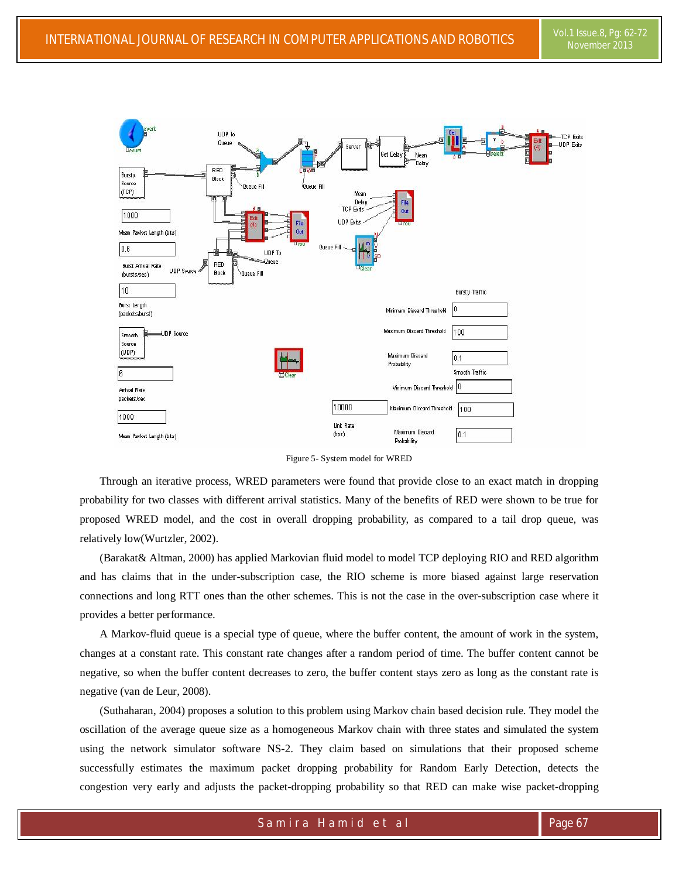Figure 5- System model for WRED

Through an iterative process, WRED parameters were found that provide close to an exact match in dropping probability for two classes with different arrival statistics. Many of the benefits of RED were shown to be true for proposed WRED model, and the cost in overall dropping probability, as compared to a tail drop queue, was relatively low(Wurtzler, 2002).

(Barakat& Altman, 2000) has applied Markovian fluid model to model TCP deploying RIO and RED algorithm and has claims that in the under-subscription case, the RIO scheme is more biased against large reservation connections and long RTT ones than the other schemes. This is not the case in the over-subscription case where it provides a better performance.

A Markov-fluid queue is a special type of queue, where the buffer content, the amount of work in the system, changes at a constant rate. This constant rate changes after a random period of time. The buffer content cannot be negative, so when the buffer content decreases to zero, the buffer content stays zero as long as the constant rate is negative (van de Leur, 2008).

(Suthaharan, 2004) proposes a solution to this problem using Markov chain based decision rule. They model the oscillation of the average queue size as a homogeneous Markov chain with three states and simulated the system using the network simulator software NS-2. They claim based on simulations that their proposed scheme successfully estimates the maximum packet dropping probability for Random Early Detection, detects the congestion very early and adjusts the packet-dropping probability so that RED can make wise packet-dropping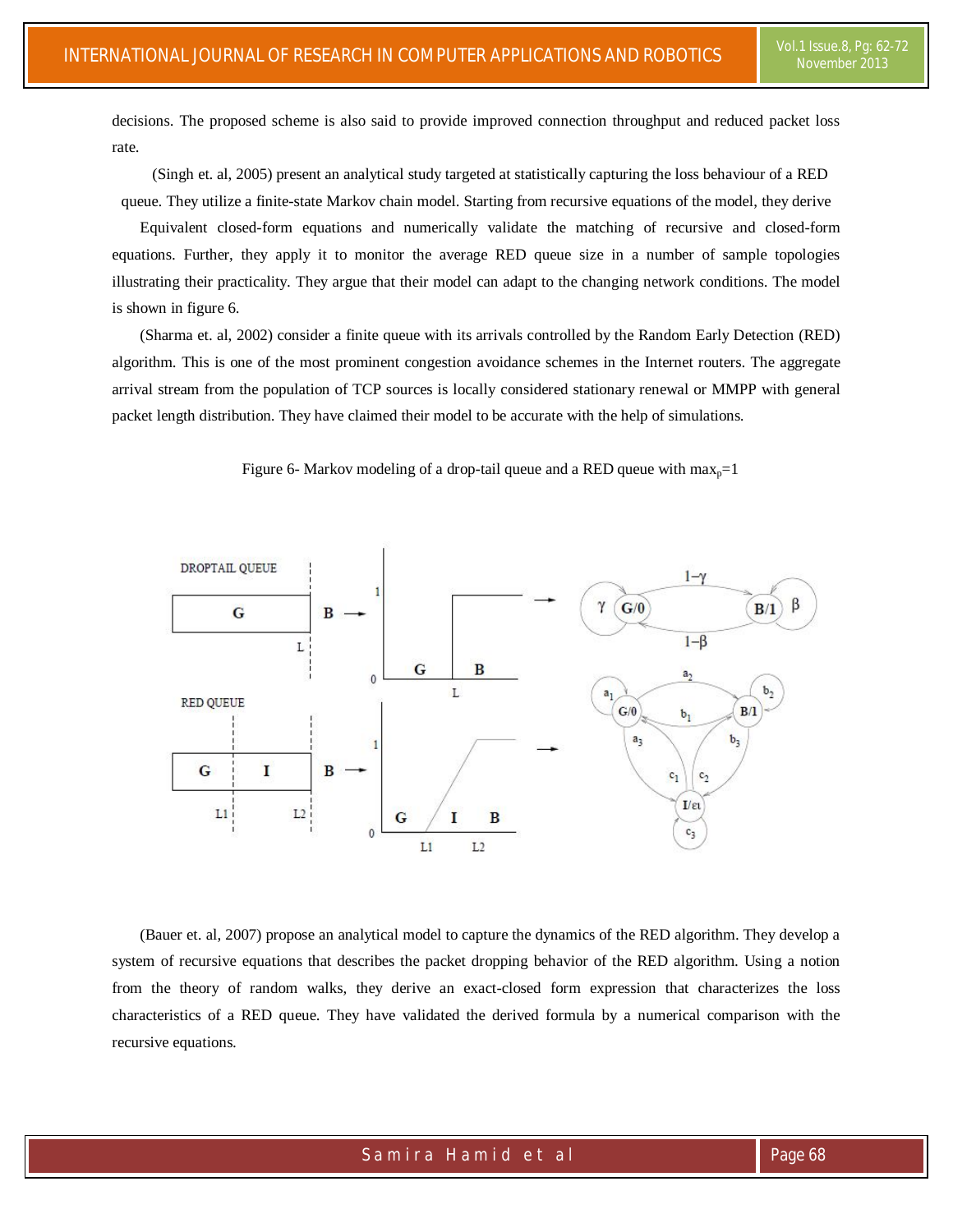decisions. The proposed scheme is also said to provide improved connection throughput and reduced packet loss rate.

(Singh et. al, 2005) present an analytical study targeted at statistically capturing the loss behaviour of a RED queue. They utilize a finite-state Markov chain model. Starting from recursive equations of the model, they derive Equivalent closed-form equations and numerically validate the matching of recursive and closed-form equations. Further, they apply it to monitor the average RED queue size in a number of sample topologies illustrating their practicality. They argue that their model can adapt to the changing network conditions. The model is shown in figure 6.

(Sharma et. al, 2002) consider a finite queue with its arrivals controlled by the Random Early Detection (RED) algorithm. This is one of the most prominent congestion avoidance schemes in the Internet routers. The aggregate arrival stream from the population of TCP sources is locally considered stationary renewal or MMPP with general packet length distribution. They have claimed their model to be accurate with the help of simulations.

Figure 6- Markov modeling of a drop-tail queue and a RED queue with $max_p$=1

(Bauer et. al, 2007) propose an analytical model to capture the dynamics of the RED algorithm. They develop a system of recursive equations that describes the packet dropping behavior of the RED algorithm. Using a notion from the theory of random walks, they derive an exact-closed form expression that characterizes the loss characteristics of a RED queue. They have validated the derived formula by a numerical comparison with the recursive equations.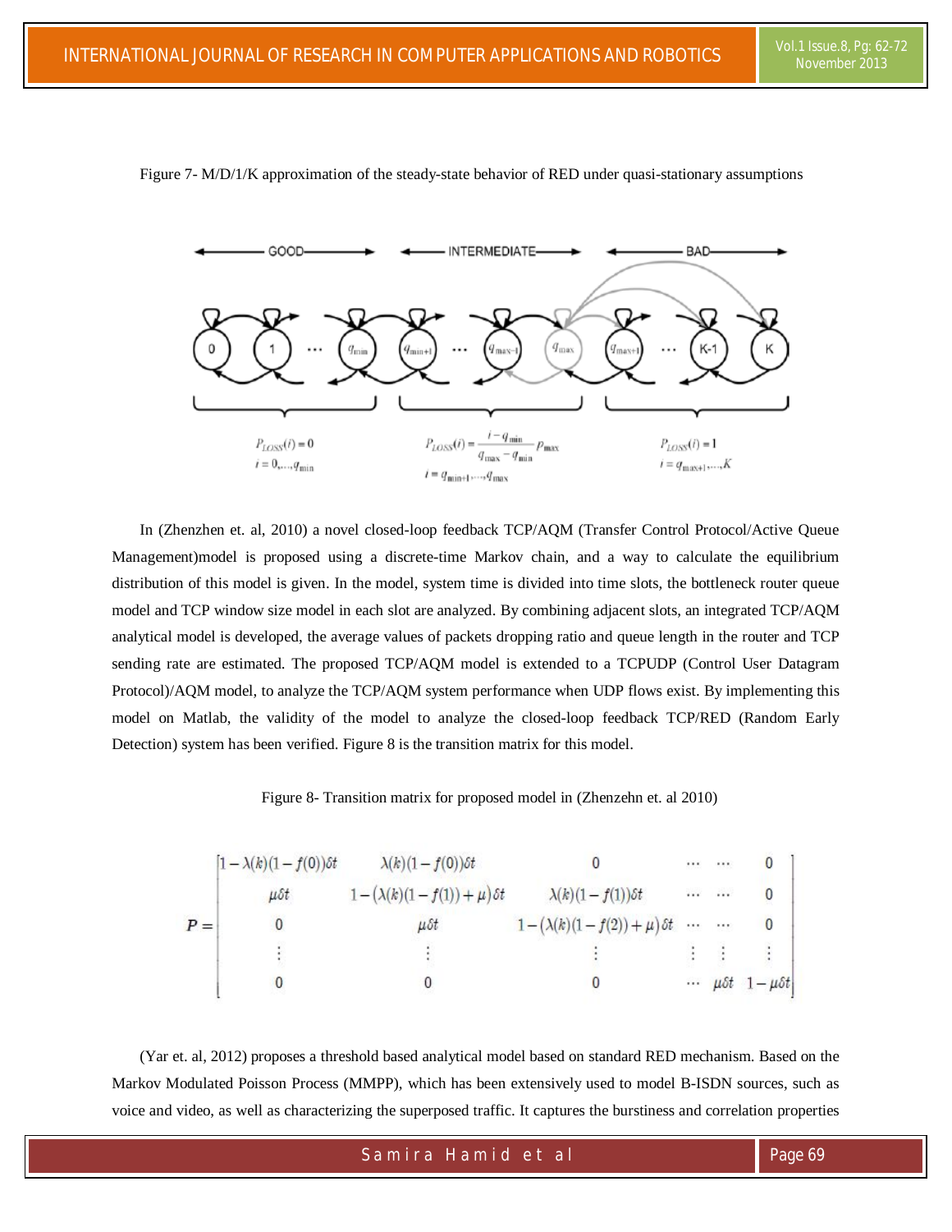Figure 7- M/D/1/K approximation of the steady-state behavior of RED under quasi-stationary assumptions

In (Zhenzhen et. al, 2010) a novel closed-loop feedback TCP/AQM (Transfer Control Protocol/Active Queue Management)model is proposed using a discrete-time Markov chain, and a way to calculate the equilibrium distribution of this model is given. In the model, system time is divided into time slots, the bottleneck router queue model and TCP window size model in each slot are analyzed. By combining adjacent slots, an integrated TCP/AQM analytical model is developed, the average values of packets dropping ratio and queue length in the router and TCP sending rate are estimated. The proposed TCP/AQM model is extended to a TCPUDP (Control User Datagram Protocol)/AQM model, to analyze the TCP/AQM system performance when UDP flows exist. By implementing this model on Matlab, the validity of the model to analyze the closed-loop feedback TCP/RED (Random Early Detection) system has been verified. Figure 8 is the transition matrix for this model.

Figure 8- Transition matrix for proposed model in (Zhenzehn et. al 2010)

$$P = \begin{bmatrix} 1-\lambda(k)(1-f(0))\delta t & \lambda(k)(1-f(0))\delta t & 0 & \cdots & \cdots & 0 \\ \mu\delta t & 1-\left(\lambda(k)(1-f(1))+\mu\right)\delta t & \lambda(k)(1-f(1))\delta t & \cdots & \cdots & 0 \\ 0 & \mu\delta t & 1-\left(\lambda(k)(1-f(2))+\mu\right)\delta t & \cdots & \cdots & 0 \\ \vdots & \vdots & \vdots & \vdots & \vdots & \vdots \\ 0 & 0 & 0 & \cdots & \mu\delta t & 1-\mu\delta t \end{bmatrix}$$

(Yar et. al, 2012) proposes a threshold based analytical model based on standard RED mechanism. Based on the Markov Modulated Poisson Process (MMPP), which has been extensively used to model B-ISDN sources, such as voice and video, as well as characterizing the superposed traffic. It captures the burstiness and correlation properties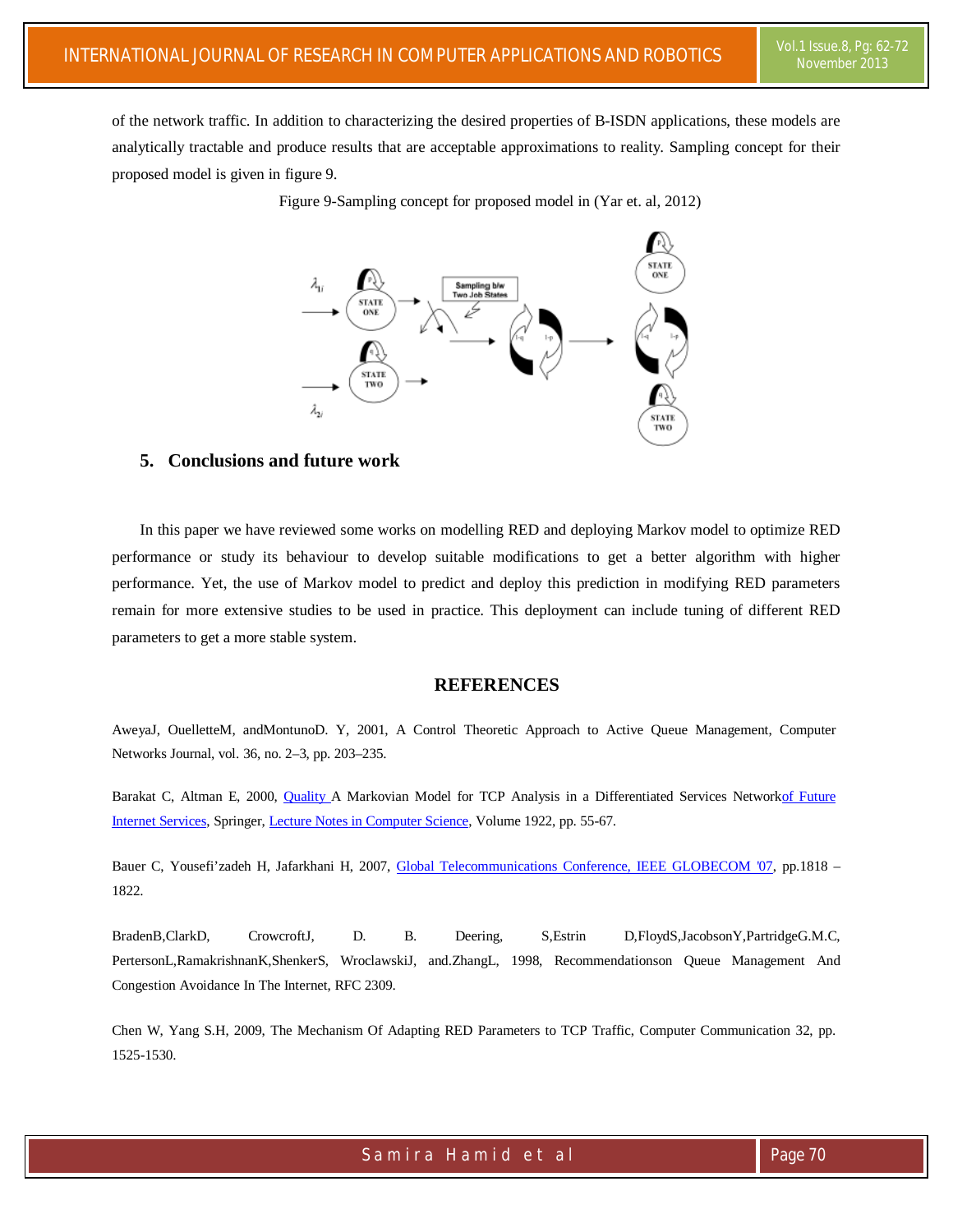of the network traffic. In addition to characterizing the desired properties of B-ISDN applications, these models are analytically tractable and produce results that are acceptable approximations to reality. Sampling concept for their proposed model is given in figure 9.

Figure 9-Sampling concept for proposed model in (Yar et. al, 2012)

## 5. Conclusions and future work

In this paper we have reviewed some works on modelling RED and deploying Markov model to optimize RED performance or study its behaviour to develop suitable modifications to get a better algorithm with higher performance. Yet, the use of Markov model to predict and deploy this prediction in modifying RED parameters remain for more extensive studies to be used in practice. This deployment can include tuning of different RED parameters to get a more stable system.

## REFERENCES

AweyaJ, OuelletteM, andMontunoD. Y, 2001, A Control Theoretic Approach to Active Queue Management, Computer Networks Journal, vol. 36, no. 2–3, pp. 203–235.

Barakat C, Altman E, 2000, Quality A Markovian Model for TCP Analysis in a Differentiated Services Networkof Future Internet Services, Springer, Lecture Notes in Computer Science, Volume 1922, pp. 55-67.

Bauer C, Yousefi'zadeh H, Jafarkhani H, 2007, Global Telecommunications Conference, IEEE GLOBECOM '07, pp.1818 – 1822.

BradenB,ClarkD, CrowcroftJ, D. B. Deering, S,Estrin D,FloydS,JacobsonY,PartridgeG.M.C, PertersonL,RamakrishnanK,ShenkerS, WroclawskiJ, and.ZhangL, 1998, Recommendationson Queue Management And Congestion Avoidance In The Internet, RFC 2309.

Chen W, Yang S.H, 2009, The Mechanism Of Adapting RED Parameters to TCP Traffic, Computer Communication 32, pp. 1525-1530.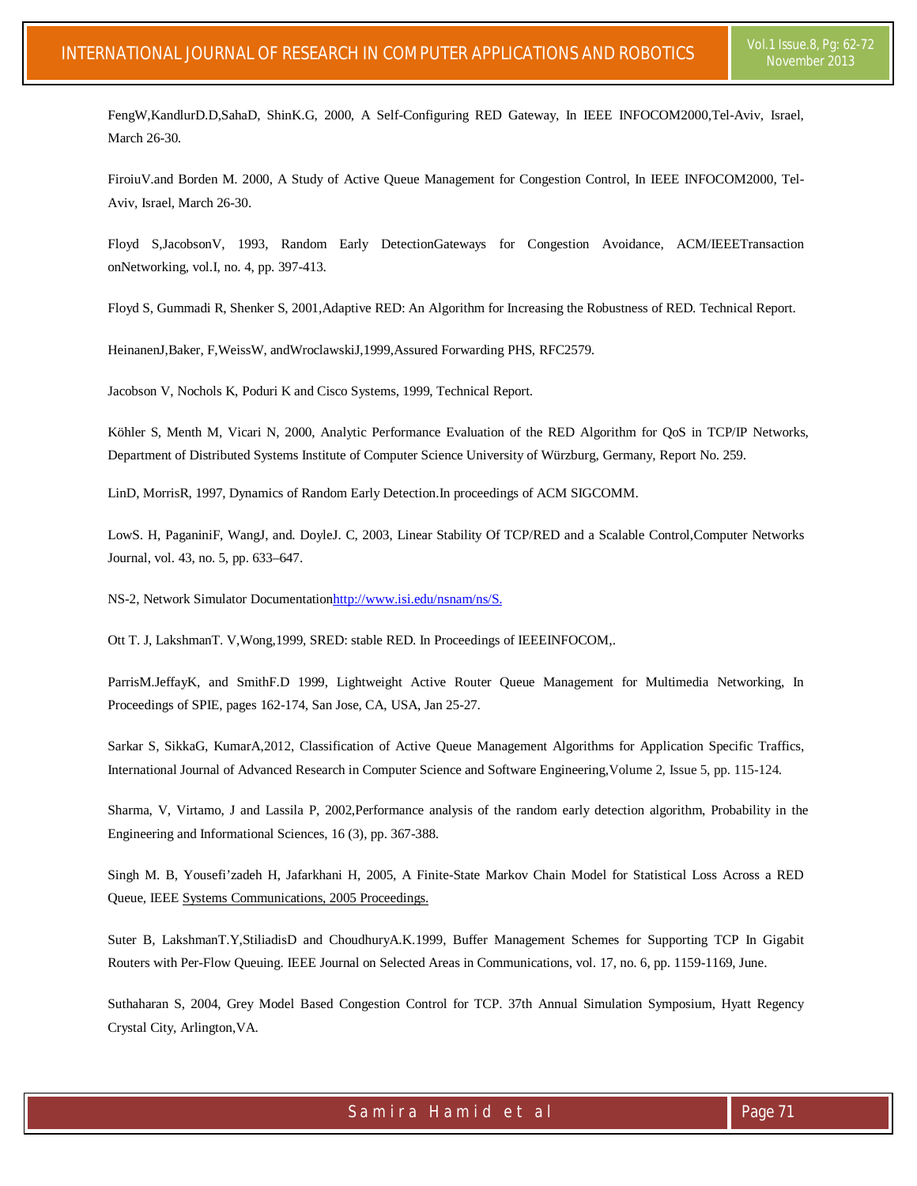FengW,KandlurD.D,SahaD, ShinK.G, 2000, A Self-Configuring RED Gateway, In IEEE INFOCOM2000,Tel-Aviv, Israel, March 26-30.

FiroiuV.and Borden M. 2000, A Study of Active Queue Management for Congestion Control, In IEEE INFOCOM2000, Tel-Aviv, Israel, March 26-30.

Floyd S,JacobsonV, 1993, Random Early DetectionGateways for Congestion Avoidance, ACM/IEEETransaction onNetworking, vol.I, no. 4, pp. 397-413.

Floyd S, Gummadi R, Shenker S, 2001,Adaptive RED: An Algorithm for Increasing the Robustness of RED. Technical Report.

HeinanenJ,Baker, F,WeissW, andWroclawskiJ,1999,Assured Forwarding PHS, RFC2579.

Jacobson V, Nochols K, Poduri K and Cisco Systems, 1999, Technical Report.

Köhler S, Menth M, Vicari N, 2000, Analytic Performance Evaluation of the RED Algorithm for QoS in TCP/IP Networks, Department of Distributed Systems Institute of Computer Science University of Würzburg, Germany, Report No. 259.

LinD, MorrisR, 1997, Dynamics of Random Early Detection.In proceedings of ACM SIGCOMM.

LowS. H, PaganiniF, WangJ, and. DoyleJ. C, 2003, Linear Stability Of TCP/RED and a Scalable Control,Computer Networks Journal, vol. 43, no. 5, pp. 633–647.

NS-2, Network Simulator Documentation[http://www.isi.edu/nsnam/ns/S.](http://www.isi.edu/nsnam/ns/S.)

Ott T. J, LakshmanT. V,Wong,1999, SRED: stable RED. In Proceedings of IEEEINFOCOM,.

ParrisM.JeffayK, and SmithF.D 1999, Lightweight Active Router Queue Management for Multimedia Networking, In Proceedings of SPIE, pages 162-174, San Jose, CA, USA, Jan 25-27.

Sarkar S, SikkaG, KumarA,2012, Classification of Active Queue Management Algorithms for Application Specific Traffics, International Journal of Advanced Research in Computer Science and Software Engineering,Volume 2, Issue 5, pp. 115-124.

Sharma, V, Virtamo, J and Lassila P, 2002,Performance analysis of the random early detection algorithm, Probability in the Engineering and Informational Sciences, 16 (3), pp. 367-388.

Singh M. B, Yousefi'zadeh H, Jafarkhani H, 2005, A Finite-State Markov Chain Model for Statistical Loss Across a RED Queue, IEEE Systems Communications, 2005 Proceedings.

Suter B, LakshmanT.Y,StiliadisD and ChoudhuryA.K.1999, Buffer Management Schemes for Supporting TCP In Gigabit Routers with Per-Flow Queuing. IEEE Journal on Selected Areas in Communications, vol. 17, no. 6, pp. 1159-1169, June.

Suthaharan S, 2004, Grey Model Based Congestion Control for TCP. 37th Annual Simulation Symposium, Hyatt Regency Crystal City, Arlington,VA.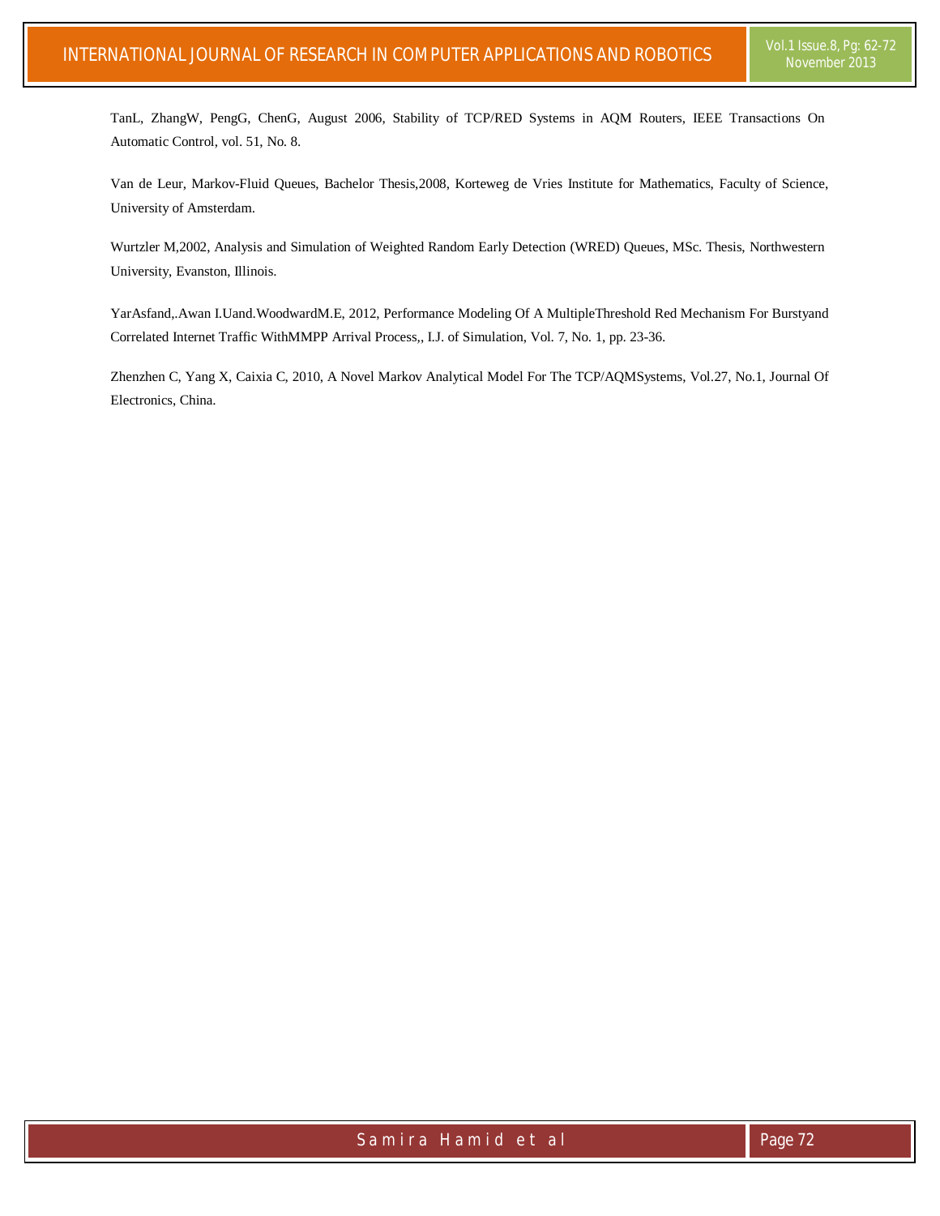TanL, ZhangW, PengG, ChenG, August 2006, Stability of TCP/RED Systems in AQM Routers, IEEE Transactions On Automatic Control, vol. 51, No. 8.

Van de Leur, Markov-Fluid Queues, Bachelor Thesis,2008, Korteweg de Vries Institute for Mathematics, Faculty of Science, University of Amsterdam.

Wurtzler M,2002, Analysis and Simulation of Weighted Random Early Detection (WRED) Queues, MSc. Thesis, Northwestern University, Evanston, Illinois.

YarAsfand,.Awan I.Uand.WoodwardM.E, 2012, Performance Modeling Of A MultipleThreshold Red Mechanism For Burstyand Correlated Internet Traffic WithMMPP Arrival Process,, I.J. of Simulation, Vol. 7, No. 1, pp. 23-36.

Zhenzhen C, Yang X, Caixia C, 2010, A Novel Markov Analytical Model For The TCP/AQMSystems, Vol.27, No.1, Journal Of Electronics, China.